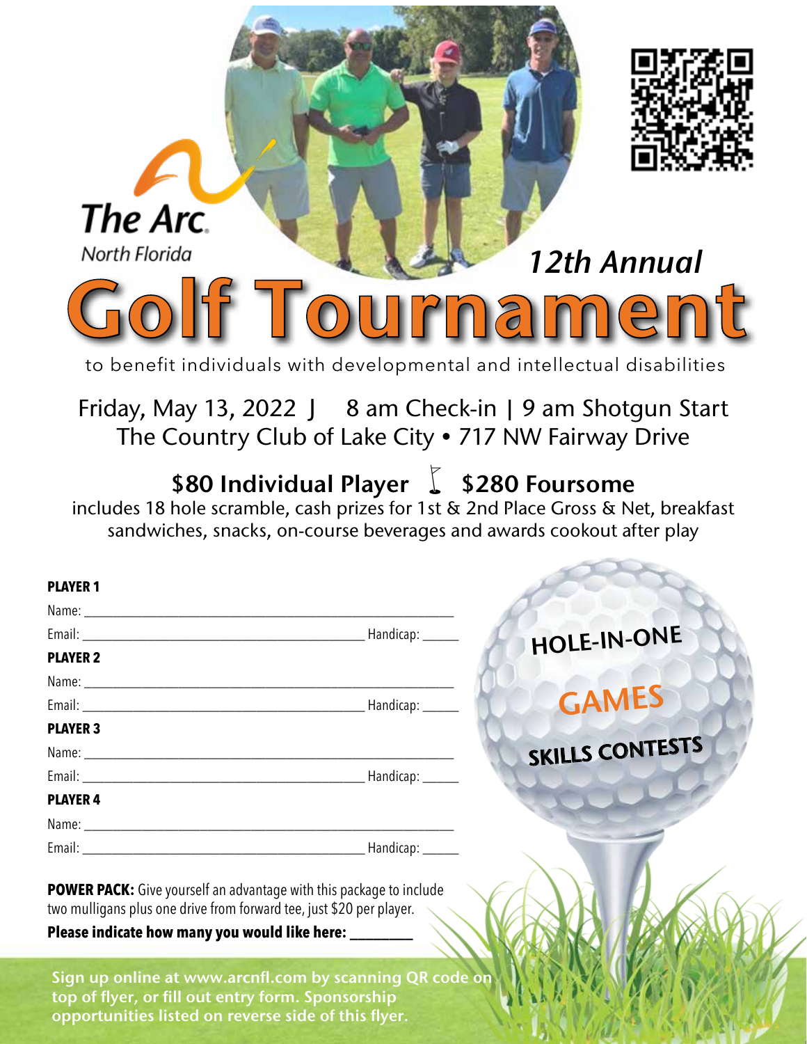The Arc.
North Florida

*12th Annual*

# Golf Tournament

to benefit individuals with developmental and intellectual disabilities

Friday, May 13, 2022 | 8 am Check-in | 9 am Shotgun Start
The Country Club of Lake City • 717 NW Fairway Drive

## $80 Individual Player | $280 Foursome

includes 18 hole scramble, cash prizes for 1st & 2nd Place Gross & Net, breakfast sandwiches, snacks, on-course beverages and awards cookout after play

**PLAYER 1**

Name: ______________________________

Email: ______________________________ Handicap: ______

**PLAYER 2**

Name: ______________________________

Email: ______________________________ Handicap: ______

**PLAYER 3**

Name: ______________________________

Email: ______________________________ Handicap: ______

**PLAYER 4**

Name: ______________________________

Email: ______________________________ Handicap: ______

HOLE-IN-ONE

GAMES

SKILLS CONTESTS

**POWER PACK:** Give yourself an advantage with this package to include two mulligans plus one drive from forward tee, just $20 per player.

**Please indicate how many you would like here: ________**

Sign up online at www.arcnfl.com by scanning QR code on top of flyer, or fill out entry form. Sponsorship opportunities listed on reverse side of this flyer.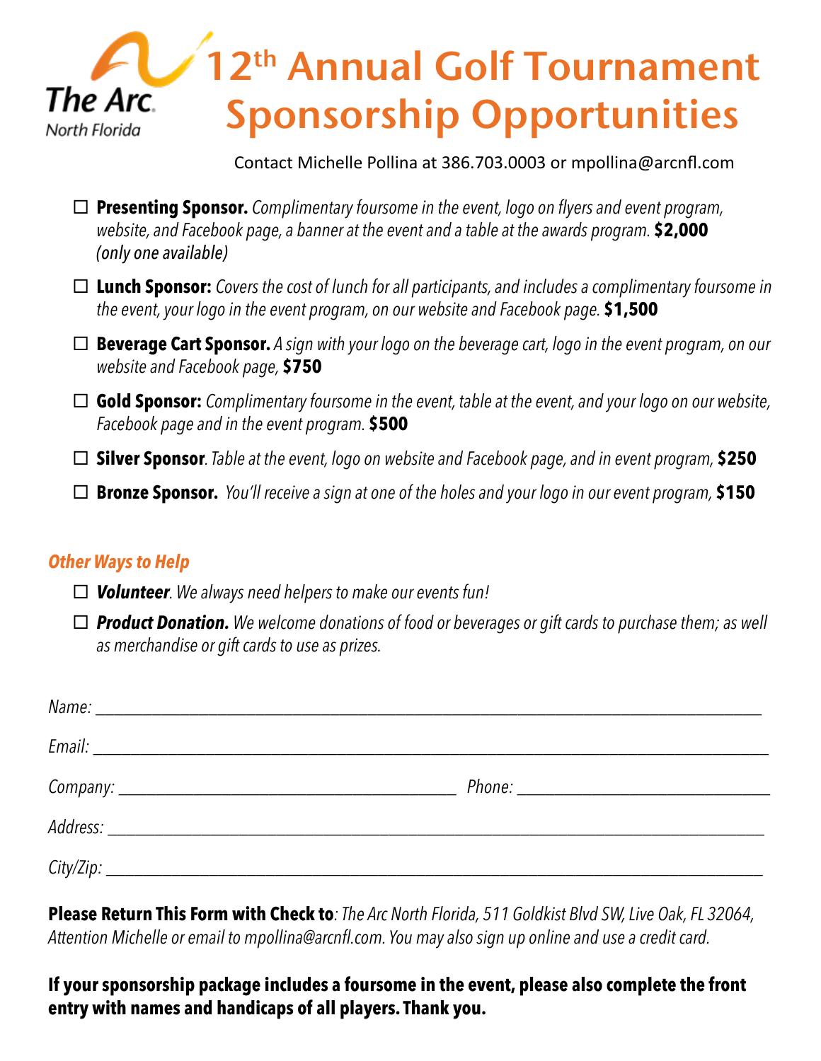The Arc North Florida

# 12th Annual Golf Tournament Sponsorship Opportunities

Contact Michelle Pollina at 386.703.0003 or mpollina@arcnfl.com

- ☐ **Presenting Sponsor.** *Complimentary foursome in the event, logo on flyers and event program, website, and Facebook page, a banner at the event and a table at the awards program.* **$2,000** *(only one available)*
- ☐ **Lunch Sponsor:** *Covers the cost of lunch for all participants, and includes a complimentary foursome in the event, your logo in the event program, on our website and Facebook page.* **$1,500**
- ☐ **Beverage Cart Sponsor.** *A sign with your logo on the beverage cart, logo in the event program, on our website and Facebook page,* **$750**
- ☐ **Gold Sponsor:** *Complimentary foursome in the event, table at the event, and your logo on our website, Facebook page and in the event program.* **$500**
- ☐ **Silver Sponsor**. *Table at the event, logo on website and Facebook page, and in event program,* **$250**
- ☐ **Bronze Sponsor.** *You'll receive a sign at one of the holes and your logo in our event program,* **$150**

### *Other Ways to Help*

- ☐ ***Volunteer***. *We always need helpers to make our events fun!*
- ☐ ***Product Donation.*** *We welcome donations of food or beverages or gift cards to purchase them; as well as merchandise or gift cards to use as prizes.*

*Name:* ______________________________________________

*Email:* ______________________________________________

*Company:* ________________________ *Phone:* ________________

*Address:* ______________________________________________

*City/Zip:* ______________________________________________

**Please Return This Form with Check to***: The Arc North Florida, 511 Goldkist Blvd SW, Live Oak, FL 32064, Attention Michelle or email to mpollina@arcnfl.com. You may also sign up online and use a credit card.*

**If your sponsorship package includes a foursome in the event, please also complete the front entry with names and handicaps of all players. Thank you.**